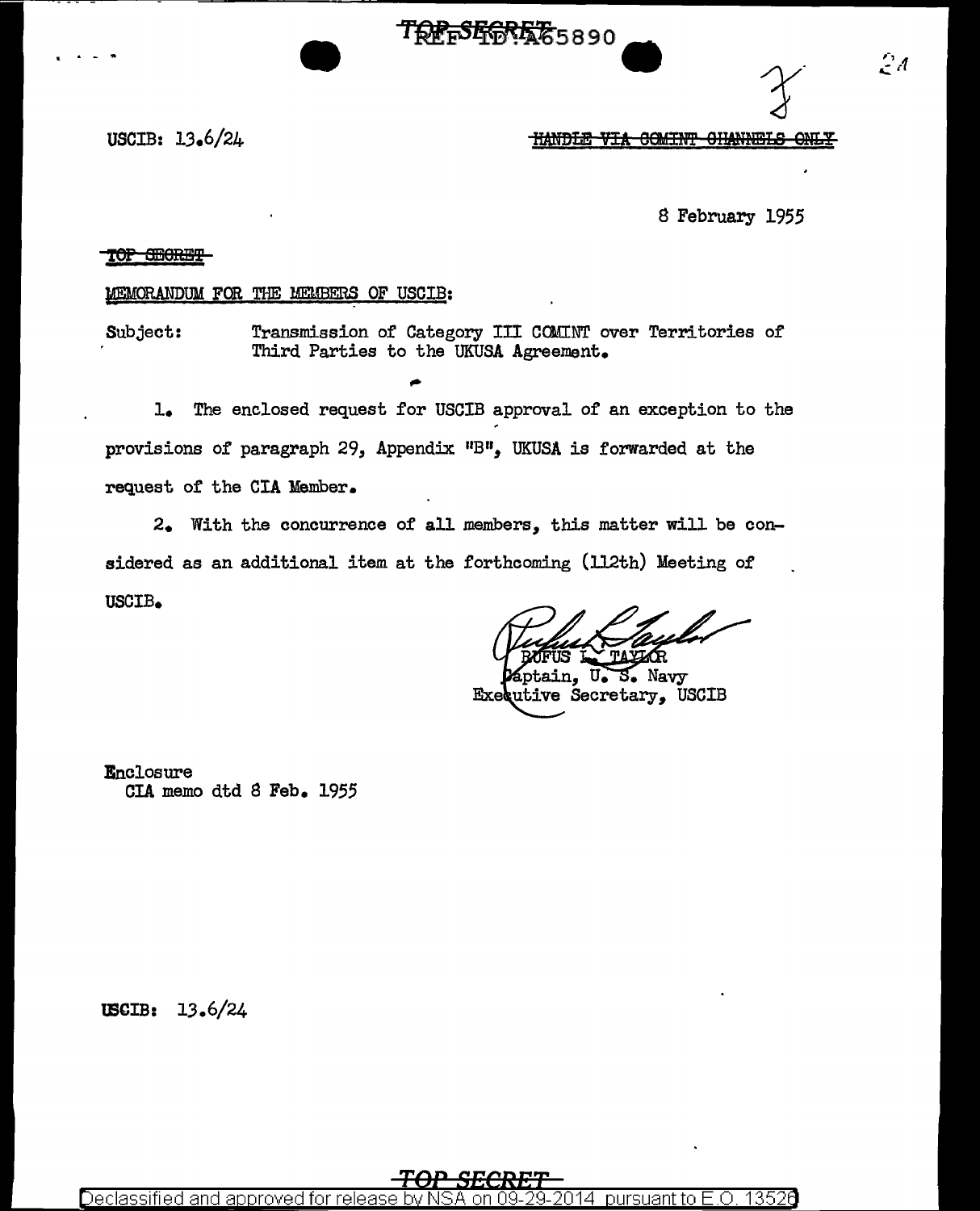TOP SECRET

USCIB: 13.6/24

~~HANDLE VIA COMINT CHANNELS ONLY~~

8 February 1955

~~TOP SECRET~~

MEMORANDUM FOR THE MEMBERS OF USCIB:

Subject: Transmission of Category III COMINT over Territories of Third Parties to the UKUSA Agreement.

1. The enclosed request for USCIB approval of an exception to the provisions of paragraph 29, Appendix "B", UKUSA is forwarded at the request of the CIA Member.

2. With the concurrence of all members, this matter will be considered as an additional item at the forthcoming (112th) Meeting of USCIB.

RUFUS L. TAYLOR
Captain, U. S. Navy
Executive Secretary, USCIB

Enclosure
CIA memo dtd 8 Feb. 1955

USCIB: 13.6/24

TOP SECRET

Declassified and approved for release by NSA on 09-29-2014 pursuant to E.O. 13526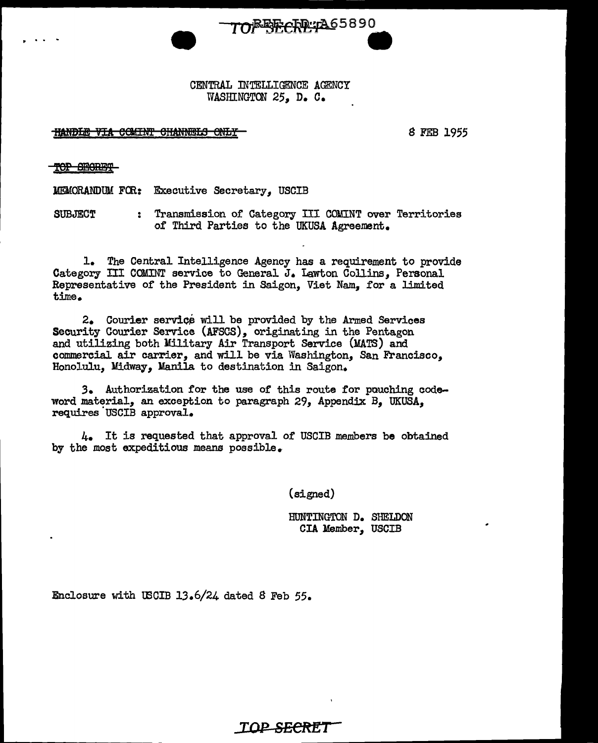REF ID:A65890

TOP SECRET

CENTRAL INTELLIGENCE AGENCY
WASHINGTON 25, D. C.

~~HANDLE VIA COMINT CHANNELS ONLY~~

8 FEB 1955

~~TOP SECRET~~

MEMORANDUM FOR: Executive Secretary, USCIB

SUBJECT : Transmission of Category III COMINT over Territories of Third Parties to the UKUSA Agreement.

1. The Central Intelligence Agency has a requirement to provide Category III COMINT service to General J. Lawton Collins, Personal Representative of the President in Saigon, Viet Nam, for a limited time.

2. Courier service will be provided by the Armed Services Security Courier Service (AFSCS), originating in the Pentagon and utilizing both Military Air Transport Service (MATS) and commercial air carrier, and will be via Washington, San Francisco, Honolulu, Midway, Manila to destination in Saigon.

3. Authorization for the use of this route for pouching code-word material, an exception to paragraph 29, Appendix B, UKUSA, requires USCIB approval.

4. It is requested that approval of USCIB members be obtained by the most expeditious means possible.

(signed)

HUNTINGTON D. SHELDON
CIA Member, USCIB

Enclosure with USCIB 13.6/24 dated 8 Feb 55.

TOP SECRET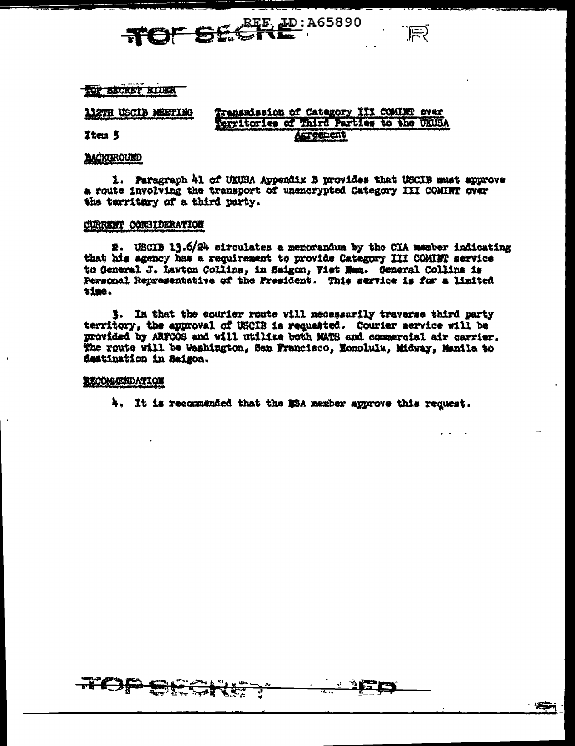TOP SECRET REF ID:A65890

TOP SECRET RIDER

112TH USCIB MEETING

Item 5

Transmission of Category III COMINT over Territories of Third Parties to the UKUSA Agreement

BACKGROUND

1. Paragraph 41 of UKUSA Appendix B provides that USCIB must approve a route involving the transport of unencrypted Category III COMINT over the territory of a third party.

CURRENT CONSIDERATION

2. USCIB 13.6/24 circulates a memorandum by the CIA member indicating that his agency has a requirement to provide Category III COMINT service to General J. Lawton Collins, in Saigon, Viet Nam. General Collins is Personal Representative of the President. This service is for a limited time.

3. In that the courier route will necessarily traverse third party territory, the approval of USCIB is requested. Courier service will be provided by ARFCOS and will utilize both MATS and commercial air carrier. The route will be Washington, San Francisco, Honolulu, Midway, Manila to destination in Saigon.

RECOMMENDATION

4. It is recommended that the NSA member approve this request.

TOP SECRET